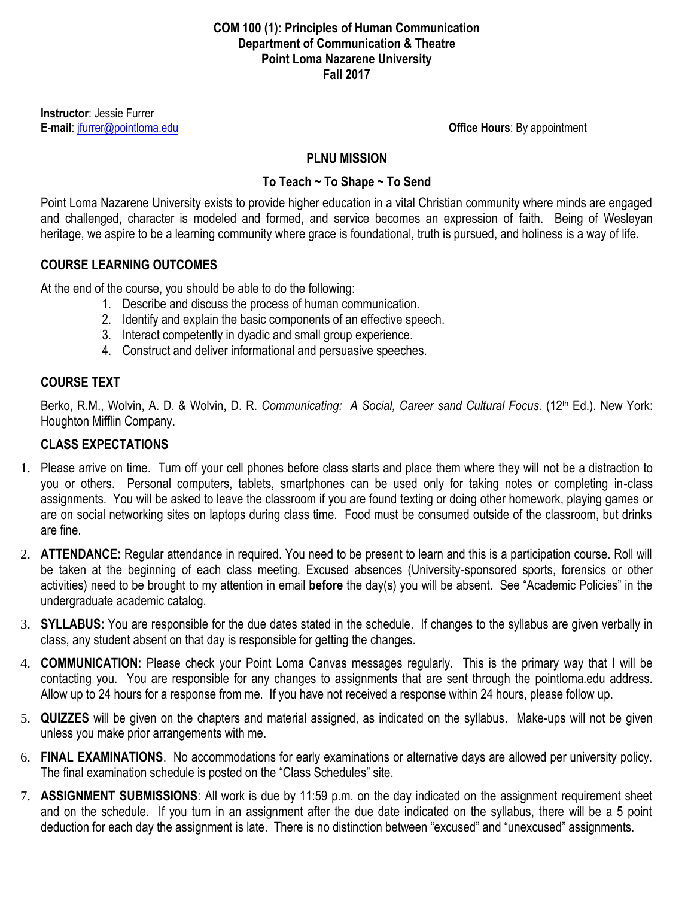**COM 100 (1): Principles of Human Communication**
**Department of Communication & Theatre**
**Point Loma Nazarene University**
**Fall 2017**

**Instructor**: Jessie Furrer
**E-mail**: jfurrer@pointloma.edu **Office Hours**: By appointment

## PLNU MISSION

### To Teach ~ To Shape ~ To Send

Point Loma Nazarene University exists to provide higher education in a vital Christian community where minds are engaged and challenged, character is modeled and formed, and service becomes an expression of faith. Being of Wesleyan heritage, we aspire to be a learning community where grace is foundational, truth is pursued, and holiness is a way of life.

## COURSE LEARNING OUTCOMES

At the end of the course, you should be able to do the following:

1. Describe and discuss the process of human communication.
2. Identify and explain the basic components of an effective speech.
3. Interact competently in dyadic and small group experience.
4. Construct and deliver informational and persuasive speeches.

## COURSE TEXT

Berko, R.M., Wolvin, A. D. & Wolvin, D. R. *Communicating: A Social, Career sand Cultural Focus.* (12th Ed.). New York: Houghton Mifflin Company.

## CLASS EXPECTATIONS

1. Please arrive on time. Turn off your cell phones before class starts and place them where they will not be a distraction to you or others. Personal computers, tablets, smartphones can be used only for taking notes or completing in-class assignments. You will be asked to leave the classroom if you are found texting or doing other homework, playing games or are on social networking sites on laptops during class time. Food must be consumed outside of the classroom, but drinks are fine.
2. **ATTENDANCE:** Regular attendance in required. You need to be present to learn and this is a participation course. Roll will be taken at the beginning of each class meeting. Excused absences (University-sponsored sports, forensics or other activities) need to be brought to my attention in email **before** the day(s) you will be absent. See "Academic Policies" in the undergraduate academic catalog.
3. **SYLLABUS:** You are responsible for the due dates stated in the schedule. If changes to the syllabus are given verbally in class, any student absent on that day is responsible for getting the changes.
4. **COMMUNICATION:** Please check your Point Loma Canvas messages regularly. This is the primary way that I will be contacting you. You are responsible for any changes to assignments that are sent through the pointloma.edu address. Allow up to 24 hours for a response from me. If you have not received a response within 24 hours, please follow up.
5. **QUIZZES** will be given on the chapters and material assigned, as indicated on the syllabus. Make-ups will not be given unless you make prior arrangements with me.
6. **FINAL EXAMINATIONS**. No accommodations for early examinations or alternative days are allowed per university policy. The final examination schedule is posted on the "Class Schedules" site.
7. **ASSIGNMENT SUBMISSIONS**: All work is due by 11:59 p.m. on the day indicated on the assignment requirement sheet and on the schedule. If you turn in an assignment after the due date indicated on the syllabus, there will be a 5 point deduction for each day the assignment is late. There is no distinction between "excused" and "unexcused" assignments.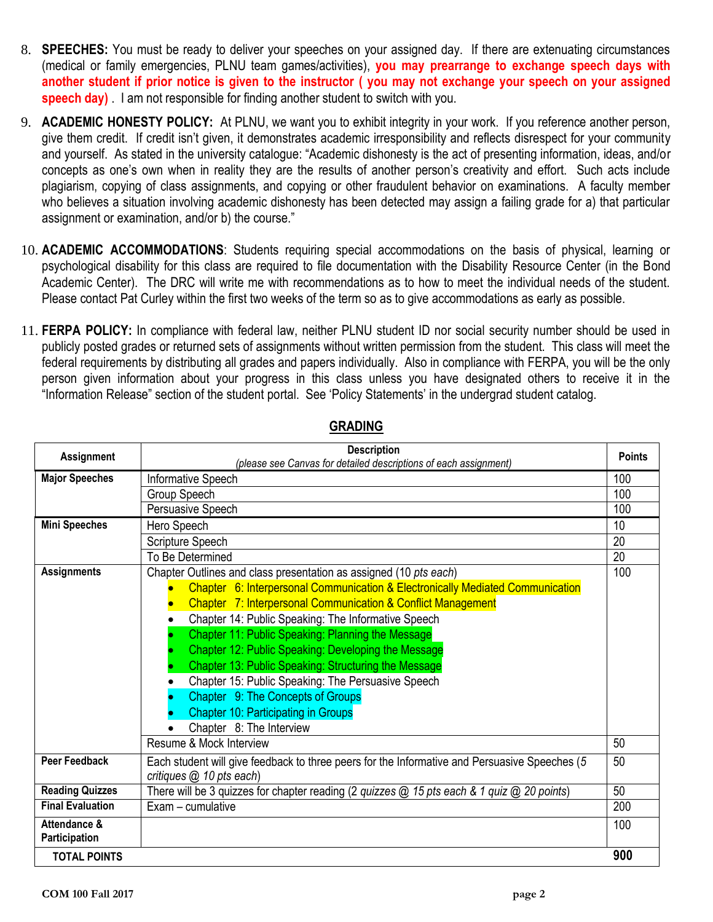8. **SPEECHES:** You must be ready to deliver your speeches on your assigned day. If there are extenuating circumstances (medical or family emergencies, PLNU team games/activities), **you may prearrange to exchange speech days with another student if prior notice is given to the instructor ( you may not exchange your speech on your assigned speech day)** . I am not responsible for finding another student to switch with you.

9. **ACADEMIC HONESTY POLICY:** At PLNU, we want you to exhibit integrity in your work. If you reference another person, give them credit. If credit isn't given, it demonstrates academic irresponsibility and reflects disrespect for your community and yourself. As stated in the university catalogue: "Academic dishonesty is the act of presenting information, ideas, and/or concepts as one's own when in reality they are the results of another person's creativity and effort. Such acts include plagiarism, copying of class assignments, and copying or other fraudulent behavior on examinations. A faculty member who believes a situation involving academic dishonesty has been detected may assign a failing grade for a) that particular assignment or examination, and/or b) the course."

10. **ACADEMIC ACCOMMODATIONS**: Students requiring special accommodations on the basis of physical, learning or psychological disability for this class are required to file documentation with the Disability Resource Center (in the Bond Academic Center). The DRC will write me with recommendations as to how to meet the individual needs of the student. Please contact Pat Curley within the first two weeks of the term so as to give accommodations as early as possible.

11. **FERPA POLICY:** In compliance with federal law, neither PLNU student ID nor social security number should be used in publicly posted grades or returned sets of assignments without written permission from the student. This class will meet the federal requirements by distributing all grades and papers individually. Also in compliance with FERPA, you will be the only person given information about your progress in this class unless you have designated others to receive it in the "Information Release" section of the student portal. See 'Policy Statements' in the undergrad student catalog.

## GRADING

| Assignment | Description *(please see Canvas for detailed descriptions of each assignment)* | Points |
|---|---|---|
| **Major Speeches** | Informative Speech | 100 |
| | Group Speech | 100 |
| | Persuasive Speech | 100 |
| **Mini Speeches** | Hero Speech | 10 |
| | Scripture Speech | 20 |
| | To Be Determined | 20 |
| **Assignments** | Chapter Outlines and class presentation as assigned (10 *pts each*)<br>• Chapter 6: Interpersonal Communication & Electronically Mediated Communication<br>• Chapter 7: Interpersonal Communication & Conflict Management<br>• Chapter 14: Public Speaking: The Informative Speech<br>• Chapter 11: Public Speaking: Planning the Message<br>• Chapter 12: Public Speaking: Developing the Message<br>• Chapter 13: Public Speaking: Structuring the Message<br>• Chapter 15: Public Speaking: The Persuasive Speech<br>• Chapter 9: The Concepts of Groups<br>• Chapter 10: Participating in Groups<br>• Chapter 8: The Interview | 100 |
| | Resume & Mock Interview | 50 |
| **Peer Feedback** | Each student will give feedback to three peers for the Informative and Persuasive Speeches (*5 critiques @ 10 pts each*) | 50 |
| **Reading Quizzes** | There will be 3 quizzes for chapter reading (*2 quizzes @ 15 pts each & 1 quiz @ 20 points*) | 50 |
| **Final Evaluation** | Exam – cumulative | 200 |
| **Attendance & Participation** | | 100 |
| **TOTAL POINTS** | | **900** |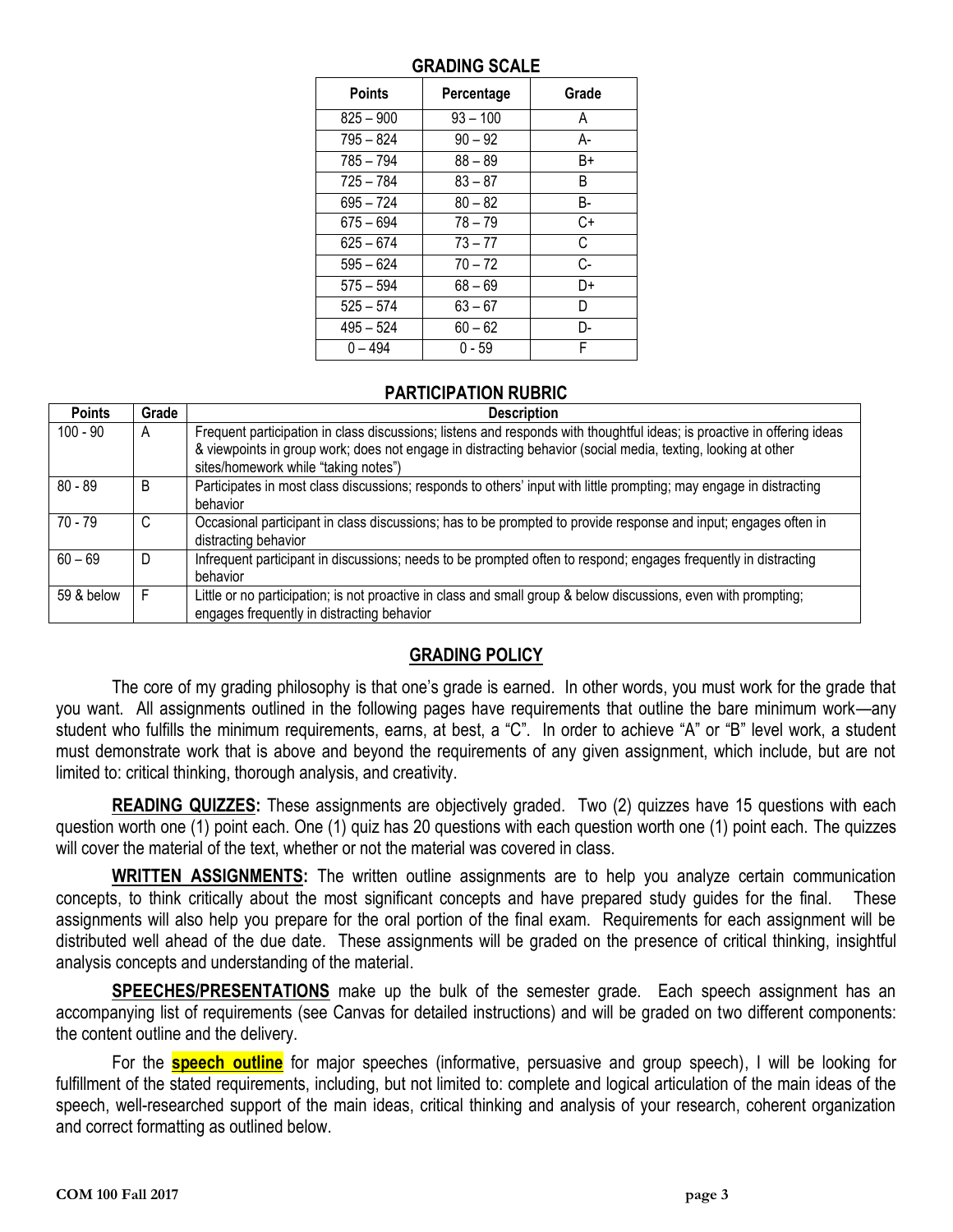## GRADING SCALE

| Points | Percentage | Grade |
|---|---|---|
| 825 – 900 | 93 – 100 | A |
| 795 – 824 | 90 – 92 | A- |
| 785 – 794 | 88 – 89 | B+ |
| 725 – 784 | 83 – 87 | B |
| 695 – 724 | 80 – 82 | B- |
| 675 – 694 | 78 – 79 | C+ |
| 625 – 674 | 73 – 77 | C |
| 595 – 624 | 70 – 72 | C- |
| 575 – 594 | 68 – 69 | D+ |
| 525 – 574 | 63 – 67 | D |
| 495 – 524 | 60 – 62 | D- |
| 0 – 494 | 0 - 59 | F |

## PARTICIPATION RUBRIC

| Points | Grade | Description |
|---|---|---|
| 100 - 90 | A | Frequent participation in class discussions; listens and responds with thoughtful ideas; is proactive in offering ideas & viewpoints in group work; does not engage in distracting behavior (social media, texting, looking at other sites/homework while "taking notes") |
| 80 - 89 | B | Participates in most class discussions; responds to others' input with little prompting; may engage in distracting behavior |
| 70 - 79 | C | Occasional participant in class discussions; has to be prompted to provide response and input; engages often in distracting behavior |
| 60 – 69 | D | Infrequent participant in discussions; needs to be prompted often to respond; engages frequently in distracting behavior |
| 59 & below | F | Little or no participation; is not proactive in class and small group & below discussions, even with prompting; engages frequently in distracting behavior |

## GRADING POLICY

The core of my grading philosophy is that one's grade is earned. In other words, you must work for the grade that you want. All assignments outlined in the following pages have requirements that outline the bare minimum work—any student who fulfills the minimum requirements, earns, at best, a "C". In order to achieve "A" or "B" level work, a student must demonstrate work that is above and beyond the requirements of any given assignment, which include, but are not limited to: critical thinking, thorough analysis, and creativity.

**READING QUIZZES:** These assignments are objectively graded. Two (2) quizzes have 15 questions with each question worth one (1) point each. One (1) quiz has 20 questions with each question worth one (1) point each. The quizzes will cover the material of the text, whether or not the material was covered in class.

**WRITTEN ASSIGNMENTS:** The written outline assignments are to help you analyze certain communication concepts, to think critically about the most significant concepts and have prepared study guides for the final. These assignments will also help you prepare for the oral portion of the final exam. Requirements for each assignment will be distributed well ahead of the due date. These assignments will be graded on the presence of critical thinking, insightful analysis concepts and understanding of the material.

**SPEECHES/PRESENTATIONS** make up the bulk of the semester grade. Each speech assignment has an accompanying list of requirements (see Canvas for detailed instructions) and will be graded on two different components: the content outline and the delivery.

For the **speech outline** for major speeches (informative, persuasive and group speech), I will be looking for fulfillment of the stated requirements, including, but not limited to: complete and logical articulation of the main ideas of the speech, well-researched support of the main ideas, critical thinking and analysis of your research, coherent organization and correct formatting as outlined below.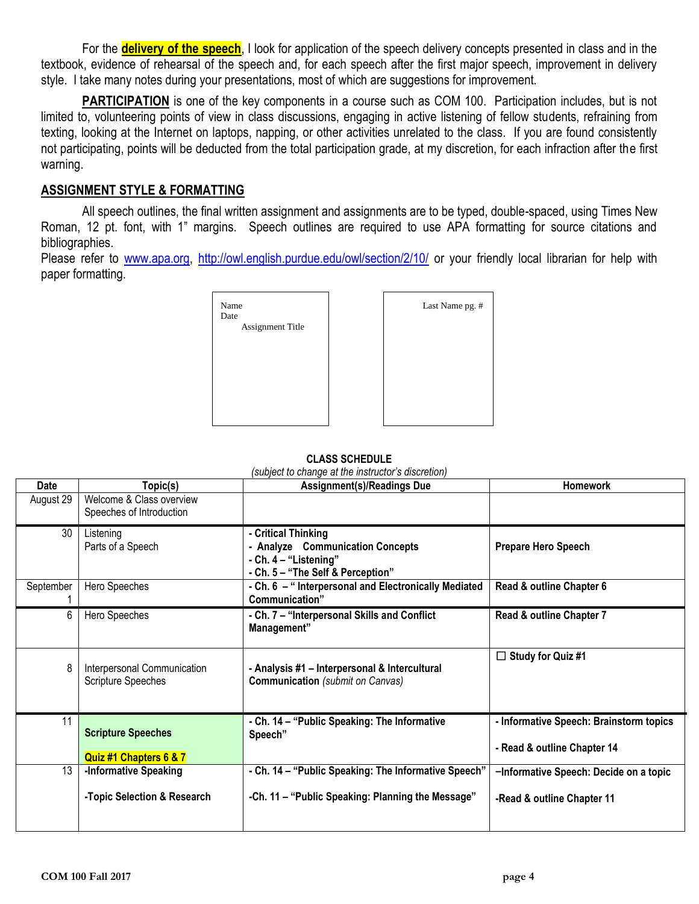For the **delivery of the speech**, I look for application of the speech delivery concepts presented in class and in the textbook, evidence of rehearsal of the speech and, for each speech after the first major speech, improvement in delivery style. I take many notes during your presentations, most of which are suggestions for improvement.

**PARTICIPATION** is one of the key components in a course such as COM 100. Participation includes, but is not limited to, volunteering points of view in class discussions, engaging in active listening of fellow students, refraining from texting, looking at the Internet on laptops, napping, or other activities unrelated to the class. If you are found consistently not participating, points will be deducted from the total participation grade, at my discretion, for each infraction after the first warning.

## ASSIGNMENT STYLE & FORMATTING

All speech outlines, the final written assignment and assignments are to be typed, double-spaced, using Times New Roman, 12 pt. font, with 1" margins. Speech outlines are required to use APA formatting for source citations and bibliographies.

Please refer to www.apa.org, http://owl.english.purdue.edu/owl/section/2/10/ or your friendly local librarian for help with paper formatting.

Name
Date
Assignment Title

Last Name pg. #

**CLASS SCHEDULE**

*(subject to change at the instructor's discretion)*

| Date | Topic(s) | Assignment(s)/Readings Due | Homework |
|---|---|---|---|
| August 29 | Welcome & Class overview<br>Speeches of Introduction | | |
| 30 | Listening<br>Parts of a Speech | **- Critical Thinking<br>- Analyze Communication Concepts<br>- Ch. 4 – "Listening"<br>- Ch. 5 – "The Self & Perception"** | **Prepare Hero Speech** |
| September 1 | Hero Speeches | **- Ch. 6 – " Interpersonal and Electronically Mediated Communication"** | **Read & outline Chapter 6** |
| 6 | Hero Speeches | **- Ch. 7 – "Interpersonal Skills and Conflict Management"** | **Read & outline Chapter 7** |
| 8 | Interpersonal Communication<br>Scripture Speeches | **- Analysis #1 – Interpersonal & Intercultural Communication** *(submit on Canvas)* | ☐ **Study for Quiz #1** |
| 11 | **Scripture Speeches**<br><br>**Quiz #1 Chapters 6 & 7** | **- Ch. 14 – "Public Speaking: The Informative Speech"** | **- Informative Speech: Brainstorm topics<br><br>- Read & outline Chapter 14** |
| 13 | **-Informative Speaking<br><br>-Topic Selection & Research** | **- Ch. 14 – "Public Speaking: The Informative Speech"<br><br>-Ch. 11 – "Public Speaking: Planning the Message"** | **–Informative Speech: Decide on a topic<br><br>-Read & outline Chapter 11** |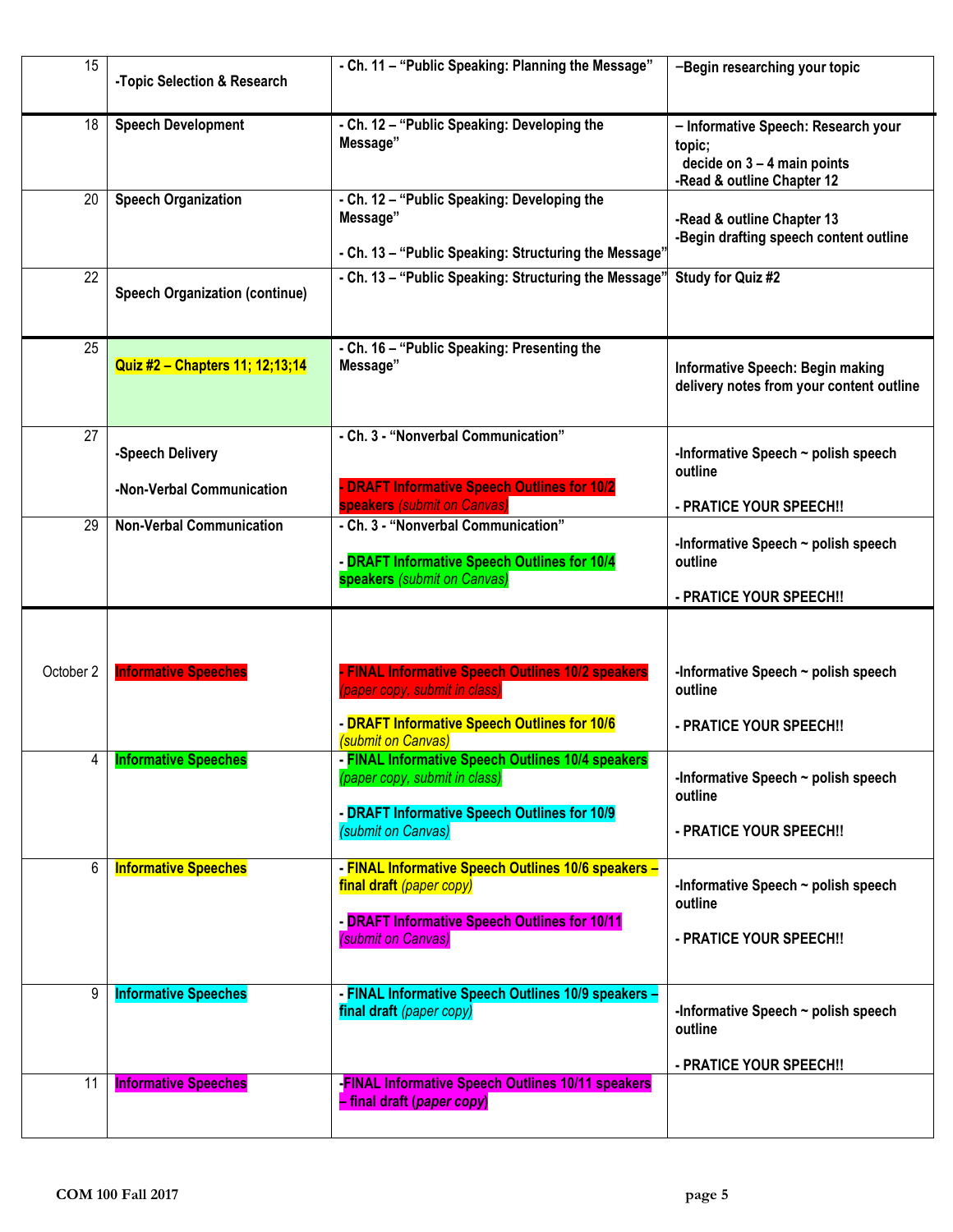| | | | |
|---|---|---|---|
| 15 | -Topic Selection & Research | - Ch. 11 – "Public Speaking: Planning the Message" | –Begin researching your topic |
| 18 | Speech Development | - Ch. 12 – "Public Speaking: Developing the Message" | – Informative Speech: Research your topic; decide on 3 – 4 main points<br>-Read & outline Chapter 12 |
| 20 | Speech Organization | - Ch. 12 – "Public Speaking: Developing the Message"<br><br>- Ch. 13 – "Public Speaking: Structuring the Message" | -Read & outline Chapter 13<br>-Begin drafting speech content outline |
| 22 | Speech Organization (continue) | - Ch. 13 – "Public Speaking: Structuring the Message" | Study for Quiz #2 |
| 25 | Quiz #2 – Chapters 11; 12;13;14 | - Ch. 16 – "Public Speaking: Presenting the Message" | Informative Speech: Begin making delivery notes from your content outline |
| 27 | -Speech Delivery<br><br>-Non-Verbal Communication | - Ch. 3 - "Nonverbal Communication"<br><br>- DRAFT Informative Speech Outlines for 10/2 speakers *(submit on Canvas)* | -Informative Speech ~ polish speech outline<br><br>- PRATICE YOUR SPEECH!! |
| 29 | Non-Verbal Communication | - Ch. 3 - "Nonverbal Communication"<br><br>- DRAFT Informative Speech Outlines for 10/4 speakers *(submit on Canvas)* | -Informative Speech ~ polish speech outline<br><br>- PRATICE YOUR SPEECH!! |
| October 2 | Informative Speeches | - FINAL Informative Speech Outlines 10/2 speakers *(paper copy, submit in class)*<br><br>- DRAFT Informative Speech Outlines for 10/6 *(submit on Canvas)* | -Informative Speech ~ polish speech outline<br><br>- PRATICE YOUR SPEECH!! |
| 4 | Informative Speeches | - FINAL Informative Speech Outlines 10/4 speakers *(paper copy, submit in class)*<br><br>- DRAFT Informative Speech Outlines for 10/9 *(submit on Canvas)* | -Informative Speech ~ polish speech outline<br><br>- PRATICE YOUR SPEECH!! |
| 6 | Informative Speeches | - FINAL Informative Speech Outlines 10/6 speakers – final draft *(paper copy)*<br><br>- DRAFT Informative Speech Outlines for 10/11 *(submit on Canvas)* | -Informative Speech ~ polish speech outline<br><br>- PRATICE YOUR SPEECH!! |
| 9 | Informative Speeches | - FINAL Informative Speech Outlines 10/9 speakers – final draft *(paper copy)* | -Informative Speech ~ polish speech outline<br><br>- PRATICE YOUR SPEECH!! |
| 11 | Informative Speeches | -FINAL Informative Speech Outlines 10/11 speakers – final draft (*paper copy*) | |

COM 100 Fall 2017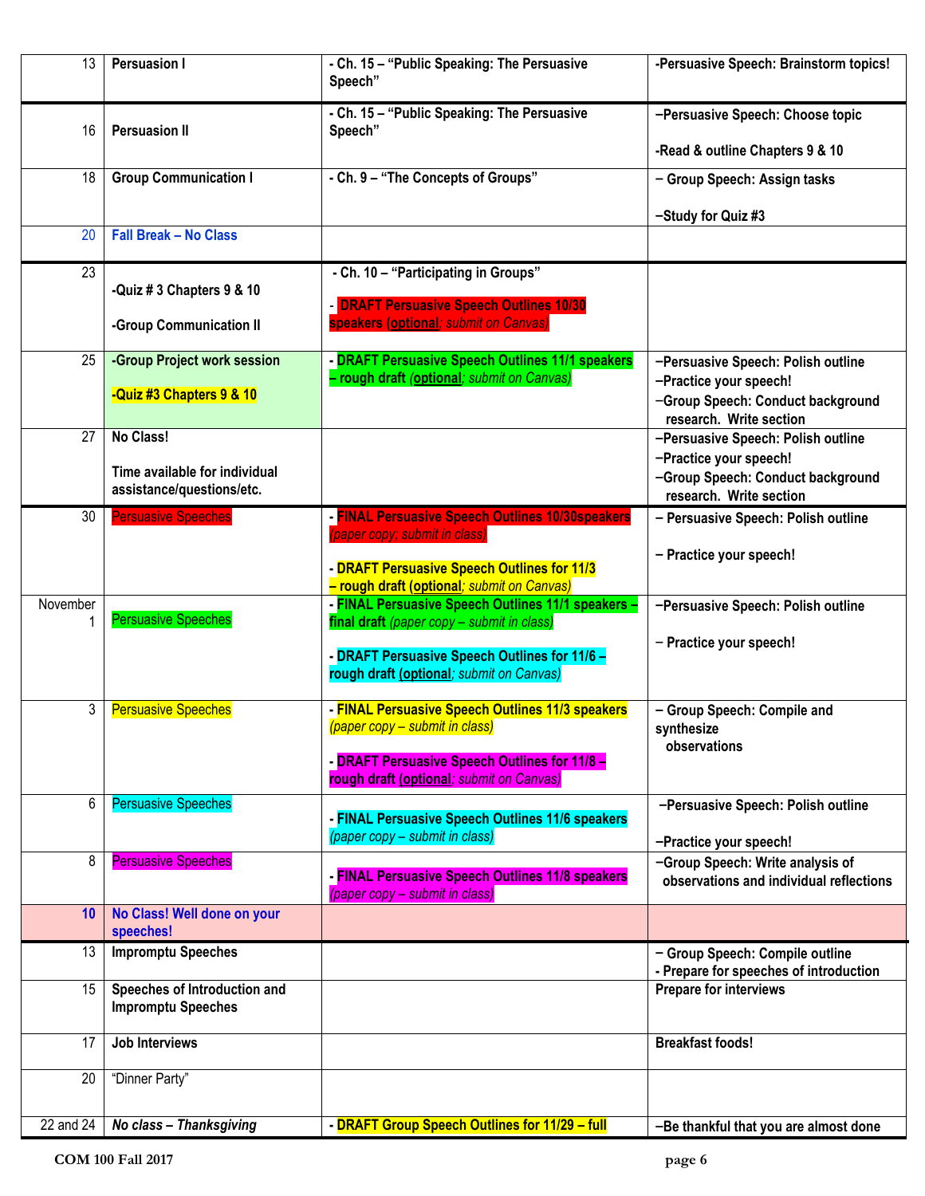| | | | |
|---|---|---|---|
| 13 | **Persuasion I** | **- Ch. 15 – "Public Speaking: The Persuasive Speech"** | **-Persuasive Speech: Brainstorm topics!** |
| 16 | **Persuasion II** | **- Ch. 15 – "Public Speaking: The Persuasive Speech"** | **–Persuasive Speech: Choose topic**<br><br>**-Read & outline Chapters 9 & 10** |
| 18 | **Group Communication I** | **- Ch. 9 – "The Concepts of Groups"** | **– Group Speech: Assign tasks**<br><br>**–Study for Quiz #3** |
| 20 | **Fall Break – No Class** | | |
| 23 | **-Quiz # 3 Chapters 9 & 10**<br><br>**-Group Communication II** | **- Ch. 10 – "Participating in Groups"**<br><br>**- DRAFT Persuasive Speech Outlines 10/30 speakers (optional**; *submit on Canvas)* | |
| 25 | **-Group Project work session**<br><br>**-Quiz #3 Chapters 9 & 10** | **- DRAFT Persuasive Speech Outlines 11/1 speakers – rough draft** *(**optional**; submit on Canvas)* | **–Persuasive Speech: Polish outline**<br>**–Practice your speech!**<br>**–Group Speech: Conduct background research. Write section** |
| 27 | **No Class!**<br><br>**Time available for individual assistance/questions/etc.** | | **–Persuasive Speech: Polish outline**<br>**–Practice your speech!**<br>**–Group Speech: Conduct background research. Write section** |
| 30 | Persuasive Speeches | **- FINAL Persuasive Speech Outlines 10/30speakers** *(paper copy; submit in class)*<br><br>**- DRAFT Persuasive Speech Outlines for 11/3 – rough draft (optional**; *submit on Canvas)* | **– Persuasive Speech: Polish outline**<br><br>**– Practice your speech!** |
| November 1 | Persuasive Speeches | **- FINAL Persuasive Speech Outlines 11/1 speakers – final draft** *(paper copy – submit in class)*<br><br>**- DRAFT Persuasive Speech Outlines for 11/6 – rough draft (optional**; *submit on Canvas)* | **–Persuasive Speech: Polish outline**<br><br>**– Practice your speech!** |
| 3 | Persuasive Speeches | **- FINAL Persuasive Speech Outlines 11/3 speakers** *(paper copy – submit in class)*<br><br>**- DRAFT Persuasive Speech Outlines for 11/8 – rough draft (optional**; *submit on Canvas)* | **– Group Speech: Compile and synthesize observations** |
| 6 | Persuasive Speeches | **- FINAL Persuasive Speech Outlines 11/6 speakers** *(paper copy – submit in class)* | **–Persuasive Speech: Polish outline**<br><br>**–Practice your speech!** |
| 8 | Persuasive Speeches | **- FINAL Persuasive Speech Outlines 11/8 speakers** *(paper copy – submit in class)* | **–Group Speech: Write analysis of observations and individual reflections** |
| 10 | **No Class! Well done on your speeches!** | | |
| 13 | **Impromptu Speeches** | | **– Group Speech: Compile outline**<br>**- Prepare for speeches of introduction** |
| 15 | **Speeches of Introduction and Impromptu Speeches** | | **Prepare for interviews** |
| 17 | **Job Interviews** | | **Breakfast foods!** |
| 20 | "Dinner Party" | | |
| 22 and 24 | ***No class – Thanksgiving*** | **- DRAFT Group Speech Outlines for 11/29 – full** | **–Be thankful that you are almost done** |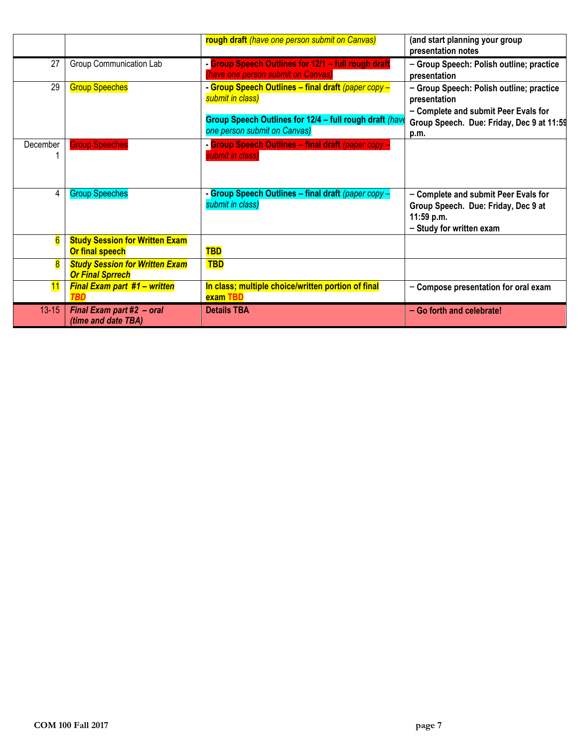| | | | |
|---|---|---|---|
| | | **rough draft** *(have one person submit on Canvas)* | **(and start planning your group presentation notes** |
| 27 | Group Communication Lab | **- Group Speech Outlines for 12/1 – full rough draft** *(have one person submit on Canvas)* | **– Group Speech: Polish outline; practice presentation** |
| 29 | Group Speeches | **- Group Speech Outlines – final draft** *(paper copy – submit in class)*<br><br>**Group Speech Outlines for 12/4 – full rough draft** *(have one person submit on Canvas)* | **– Group Speech: Polish outline; practice presentation**<br>**– Complete and submit Peer Evals for Group Speech. Due: Friday, Dec 9 at 11:59 p.m.** |
| December 1 | Group Speeches | **- Group Speech Outlines – final draft** *(paper copy – submit in class)* | |
| 4 | Group Speeches | **- Group Speech Outlines – final draft** *(paper copy – submit in class)* | **– Complete and submit Peer Evals for Group Speech. Due: Friday, Dec 9 at 11:59 p.m.**<br>**– Study for written exam** |
| 6 | **Study Session for Written Exam Or final speech** | **TBD** | |
| 8 | ***Study Session for Written Exam Or Final Sprrech*** | **TBD** | |
| 11 | ***Final Exam part #1 – written TBD*** | **In class; multiple choice/written portion of final exam TBD** | **– Compose presentation for oral exam** |
| 13-15 | ***Final Exam part #2 – oral (time and date TBA)*** | **Details TBA** | **– Go forth and celebrate!** |